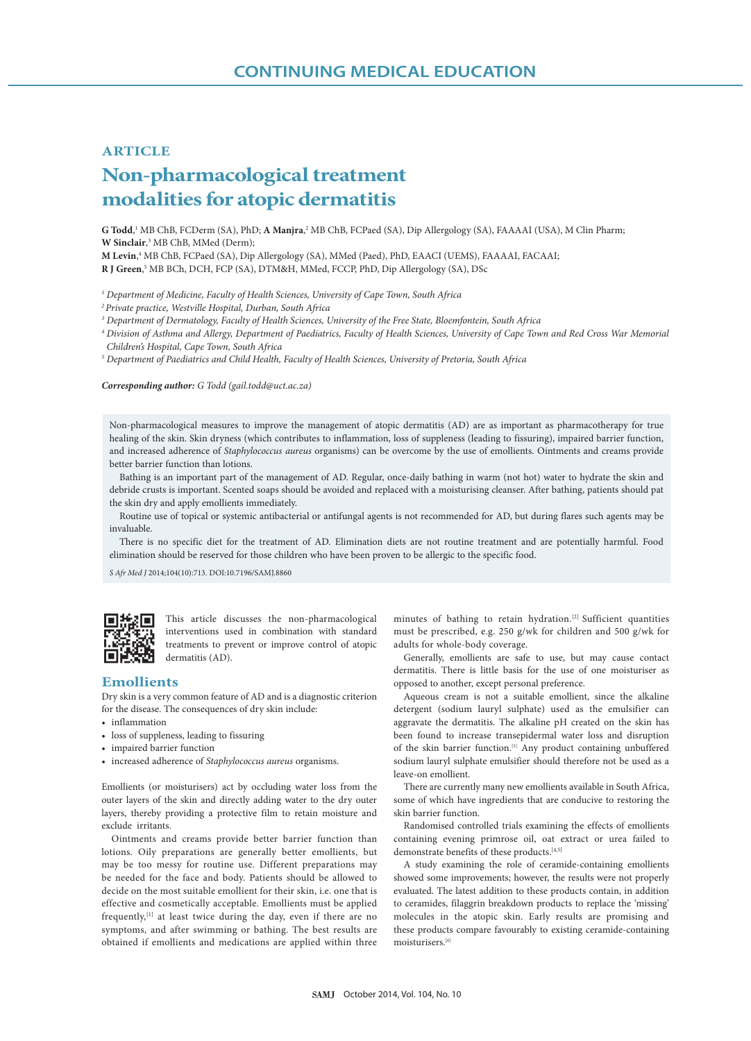CONTINUING MEDICAL EDUCATION

ARTICLE

# Non-pharmacological treatment modalities for atopic dermatitis

**G Todd**,[1] MB ChB, FCDerm (SA), PhD; **A Manjra**,[2] MB ChB, FCPaed (SA), Dip Allergology (SA), FAAAAI (USA), M Clin Pharm; **W Sinclair**,[3] MB ChB, MMed (Derm); **M Levin**,[4] MB ChB, FCPaed (SA), Dip Allergology (SA), MMed (Paed), PhD, EAACI (UEMS), FAAAAI, FACAAI; **R J Green**,[5] MB BCh, DCH, FCP (SA), DTM&H, MMed, FCCP, PhD, Dip Allergology (SA), DSc

[1] *Department of Medicine, Faculty of Health Sciences, University of Cape Town, South Africa*
[2] *Private practice, Westville Hospital, Durban, South Africa*
[3] *Department of Dermatology, Faculty of Health Sciences, University of the Free State, Bloemfontein, South Africa*
[4] *Division of Asthma and Allergy, Department of Paediatrics, Faculty of Health Sciences, University of Cape Town and Red Cross War Memorial Children's Hospital, Cape Town, South Africa*
[5] *Department of Paediatrics and Child Health, Faculty of Health Sciences, University of Pretoria, South Africa*

***Corresponding author:*** *G Todd (gail.todd@uct.ac.za)*

Non-pharmacological measures to improve the management of atopic dermatitis (AD) are as important as pharmacotherapy for true healing of the skin. Skin dryness (which contributes to inflammation, loss of suppleness (leading to fissuring), impaired barrier function, and increased adherence of *Staphylococcus aureus* organisms) can be overcome by the use of emollients. Ointments and creams provide better barrier function than lotions.

Bathing is an important part of the management of AD. Regular, once-daily bathing in warm (not hot) water to hydrate the skin and debride crusts is important. Scented soaps should be avoided and replaced with a moisturising cleanser. After bathing, patients should pat the skin dry and apply emollients immediately.

Routine use of topical or systemic antibacterial or antifungal agents is not recommended for AD, but during flares such agents may be invaluable.

There is no specific diet for the treatment of AD. Elimination diets are not routine treatment and are potentially harmful. Food elimination should be reserved for those children who have been proven to be allergic to the specific food.

*S Afr Med J* 2014;104(10):713. DOI:10.7196/SAMJ.8860

This article discusses the non-pharmacological interventions used in combination with standard treatments to prevent or improve control of atopic dermatitis (AD).

## Emollients

Dry skin is a very common feature of AD and is a diagnostic criterion for the disease. The consequences of dry skin include:

- inflammation
- loss of suppleness, leading to fissuring
- impaired barrier function
- increased adherence of *Staphylococcus aureus* organisms.

Emollients (or moisturisers) act by occluding water loss from the outer layers of the skin and directly adding water to the dry outer layers, thereby providing a protective film to retain moisture and exclude irritants.

Ointments and creams provide better barrier function than lotions. Oily preparations are generally better emollients, but may be too messy for routine use. Different preparations may be needed for the face and body. Patients should be allowed to decide on the most suitable emollient for their skin, i.e. one that is effective and cosmetically acceptable. Emollients must be applied frequently,[1] at least twice during the day, even if there are no symptoms, and after swimming or bathing. The best results are obtained if emollients and medications are applied within three minutes of bathing to retain hydration.[2] Sufficient quantities must be prescribed, e.g. 250 g/wk for children and 500 g/wk for adults for whole-body coverage.

Generally, emollients are safe to use, but may cause contact dermatitis. There is little basis for the use of one moisturiser as opposed to another, except personal preference.

Aqueous cream is not a suitable emollient, since the alkaline detergent (sodium lauryl sulphate) used as the emulsifier can aggravate the dermatitis. The alkaline pH created on the skin has been found to increase transepidermal water loss and disruption of the skin barrier function.[3] Any product containing unbuffered sodium lauryl sulphate emulsifier should therefore not be used as a leave-on emollient.

There are currently many new emollients available in South Africa, some of which have ingredients that are conducive to restoring the skin barrier function.

Randomised controlled trials examining the effects of emollients containing evening primrose oil, oat extract or urea failed to demonstrate benefits of these products.[4,5]

A study examining the role of ceramide-containing emollients showed some improvements; however, the results were not properly evaluated. The latest addition to these products contain, in addition to ceramides, filaggrin breakdown products to replace the 'missing' molecules in the atopic skin. Early results are promising and these products compare favourably to existing ceramide-containing moisturisers.[6]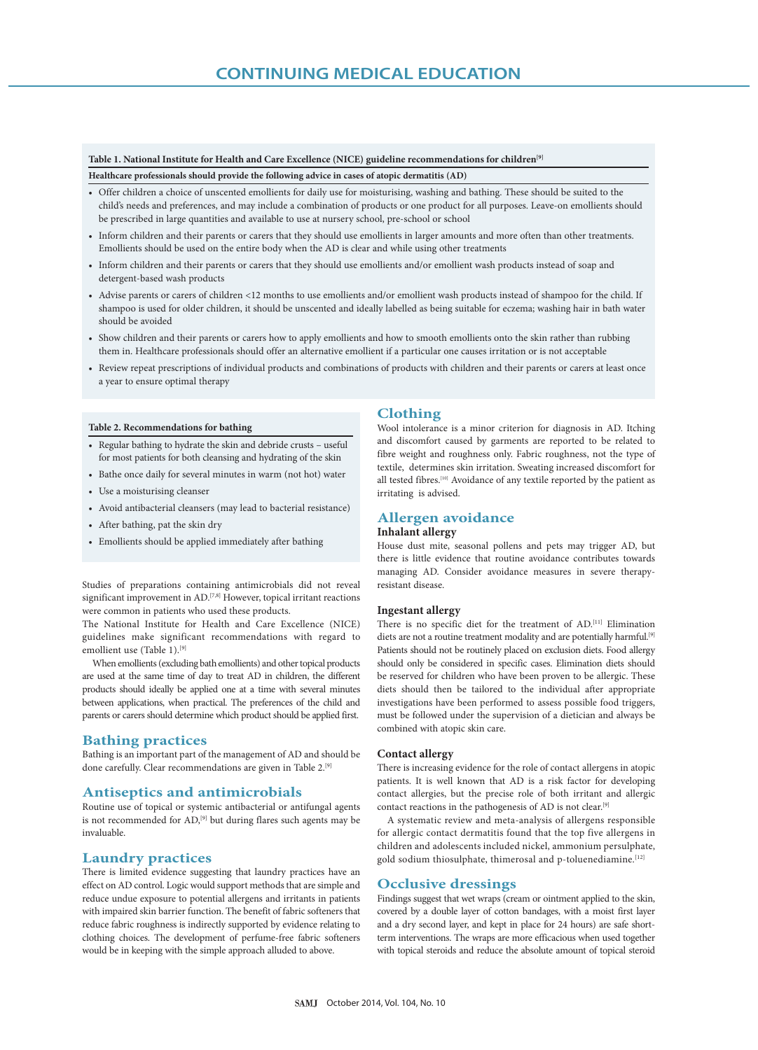**Table 1. National Institute for Health and Care Excellence (NICE) guideline recommendations for children**[9]

**Healthcare professionals should provide the following advice in cases of atopic dermatitis (AD)**

- Offer children a choice of unscented emollients for daily use for moisturising, washing and bathing. These should be suited to the child's needs and preferences, and may include a combination of products or one product for all purposes. Leave-on emollients should be prescribed in large quantities and available to use at nursery school, pre-school or school
- Inform children and their parents or carers that they should use emollients in larger amounts and more often than other treatments. Emollients should be used on the entire body when the AD is clear and while using other treatments
- Inform children and their parents or carers that they should use emollients and/or emollient wash products instead of soap and detergent-based wash products
- Advise parents or carers of children <12 months to use emollients and/or emollient wash products instead of shampoo for the child. If shampoo is used for older children, it should be unscented and ideally labelled as being suitable for eczema; washing hair in bath water should be avoided
- Show children and their parents or carers how to apply emollients and how to smooth emollients onto the skin rather than rubbing them in. Healthcare professionals should offer an alternative emollient if a particular one causes irritation or is not acceptable
- Review repeat prescriptions of individual products and combinations of products with children and their parents or carers at least once a year to ensure optimal therapy

**Table 2. Recommendations for bathing**

- Regular bathing to hydrate the skin and debride crusts – useful for most patients for both cleansing and hydrating of the skin
- Bathe once daily for several minutes in warm (not hot) water
- Use a moisturising cleanser
- Avoid antibacterial cleansers (may lead to bacterial resistance)
- After bathing, pat the skin dry
- Emollients should be applied immediately after bathing

Studies of preparations containing antimicrobials did not reveal significant improvement in AD.[7,8] However, topical irritant reactions were common in patients who used these products.

The National Institute for Health and Care Excellence (NICE) guidelines make significant recommendations with regard to emollient use (Table 1).[9]

When emollients (excluding bath emollients) and other topical products are used at the same time of day to treat AD in children, the different products should ideally be applied one at a time with several minutes between applications, when practical. The preferences of the child and parents or carers should determine which product should be applied first.

## Bathing practices

Bathing is an important part of the management of AD and should be done carefully. Clear recommendations are given in Table 2.[9]

## Antiseptics and antimicrobials

Routine use of topical or systemic antibacterial or antifungal agents is not recommended for AD,[9] but during flares such agents may be invaluable.

## Laundry practices

There is limited evidence suggesting that laundry practices have an effect on AD control. Logic would support methods that are simple and reduce undue exposure to potential allergens and irritants in patients with impaired skin barrier function. The benefit of fabric softeners that reduce fabric roughness is indirectly supported by evidence relating to clothing choices. The development of perfume-free fabric softeners would be in keeping with the simple approach alluded to above.

## Clothing

Wool intolerance is a minor criterion for diagnosis in AD. Itching and discomfort caused by garments are reported to be related to fibre weight and roughness only. Fabric roughness, not the type of textile, determines skin irritation. Sweating increased discomfort for all tested fibres.[10] Avoidance of any textile reported by the patient as irritating is advised.

## Allergen avoidance

### Inhalant allergy

House dust mite, seasonal pollens and pets may trigger AD, but there is little evidence that routine avoidance contributes towards managing AD. Consider avoidance measures in severe therapy-resistant disease.

### Ingestant allergy

There is no specific diet for the treatment of AD.[11] Elimination diets are not a routine treatment modality and are potentially harmful.[9] Patients should not be routinely placed on exclusion diets. Food allergy should only be considered in specific cases. Elimination diets should be reserved for children who have been proven to be allergic. These diets should then be tailored to the individual after appropriate investigations have been performed to assess possible food triggers, must be followed under the supervision of a dietician and always be combined with atopic skin care.

### Contact allergy

There is increasing evidence for the role of contact allergens in atopic patients. It is well known that AD is a risk factor for developing contact allergies, but the precise role of both irritant and allergic contact reactions in the pathogenesis of AD is not clear.[9]

A systematic review and meta-analysis of allergens responsible for allergic contact dermatitis found that the top five allergens in children and adolescents included nickel, ammonium persulphate, gold sodium thiosulphate, thimerosal and p-toluenediamine.[12]

## Occlusive dressings

Findings suggest that wet wraps (cream or ointment applied to the skin, covered by a double layer of cotton bandages, with a moist first layer and a dry second layer, and kept in place for 24 hours) are safe short-term interventions. The wraps are more efficacious when used together with topical steroids and reduce the absolute amount of topical steroid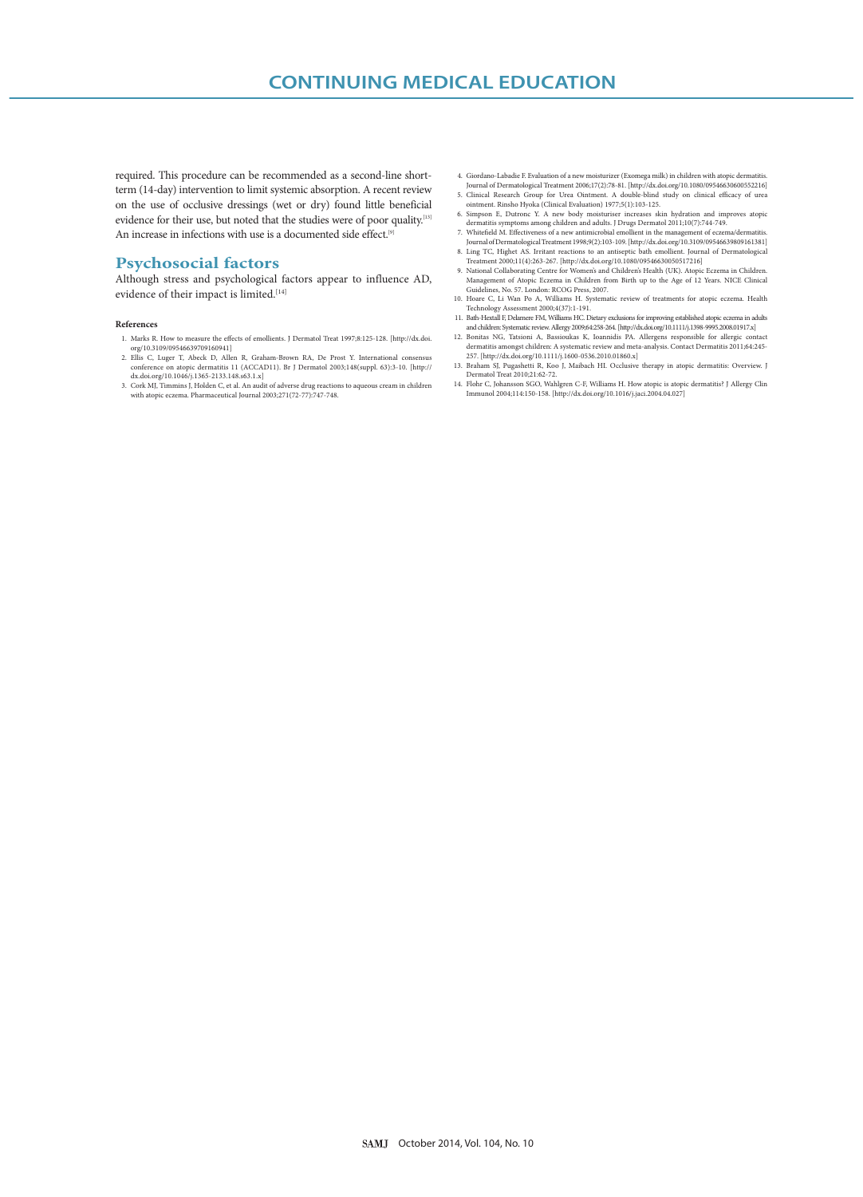required. This procedure can be recommended as a second-line short-term (14-day) intervention to limit systemic absorption. A recent review on the use of occlusive dressings (wet or dry) found little beneficial evidence for their use, but noted that the studies were of poor quality.[13] An increase in infections with use is a documented side effect.[9]

## Psychosocial factors

Although stress and psychological factors appear to influence AD, evidence of their impact is limited.[14]

### References

1. Marks R. How to measure the effects of emollients. J Dermatol Treat 1997;8:125-128. [http://dx.doi.org/10.3109/09546639709160941]
2. Ellis C, Luger T, Abeck D, Allen R, Graham-Brown RA, De Prost Y. International consensus conference on atopic dermatitis 11 (ACCAD11). Br J Dermatol 2003;148(suppl. 63):3-10. [http://dx.doi.org/10.1046/j.1365-2133.148.s63.1.x]
3. Cork MJ, Timmins J, Holden C, et al. An audit of adverse drug reactions to aqueous cream in children with atopic eczema. Pharmaceutical Journal 2003;271(72-77):747-748.
4. Giordano-Labadie F. Evaluation of a new moisturizer (Exomega milk) in children with atopic dermatitis. Journal of Dermatological Treatment 2006;17(2):78-81. [http://dx.doi.org/10.1080/09546630600552216]
5. Clinical Research Group for Urea Ointment. A double-blind study on clinical efficacy of urea ointment. Rinsho Hyoka (Clinical Evaluation) 1977;5(1):103-125.
6. Simpson E, Dutronc Y. A new body moisturiser increases skin hydration and improves atopic dermatitis symptoms among children and adults. J Drugs Dermatol 2011;10(7):744-749.
7. Whitefield M. Effectiveness of a new antimicrobial emollient in the management of eczema/dermatitis. Journal of Dermatological Treatment 1998;9(2):103-109. [http://dx.doi.org/10.3109/09546639809161381]
8. Ling TC, Highet AS. Irritant reactions to an antiseptic bath emollient. Journal of Dermatological Treatment 2000;11(4):263-267. [http://dx.doi.org/10.1080/09546630050517216]
9. National Collaborating Centre for Women's and Children's Health (UK). Atopic Eczema in Children. Management of Atopic Eczema in Children from Birth up to the Age of 12 Years. NICE Clinical Guidelines, No. 57. London: RCOG Press, 2007.
10. Hoare C, Li Wan Po A, Williams H. Systematic review of treatments for atopic eczema. Health Technology Assessment 2000;4(37):1-191.
11. Bath-Hextall F, Delamere FM, Williams HC. Dietary exclusions for improving established atopic eczema in adults and children: Systematic review. Allergy 2009;64:258-264. [http://dx.doi.org/10.1111/j.1398-9995.2008.01917.x]
12. Bonitas NG, Tatsioni A, Bassioukas K, Ioannidis PA. Allergens responsible for allergic contact dermatitis amongst children: A systematic review and meta-analysis. Contact Dermatitis 2011;64:245-257. [http://dx.doi.org/10.1111/j.1600-0536.2010.01860.x]
13. Braham SJ, Pugashetti R, Koo J, Maibach HI. Occlusive therapy in atopic dermatitis: Overview. J Dermatol Treat 2010;21:62-72.
14. Flohr C, Johansson SGO, Wahlgren C-F, Williams H. How atopic is atopic dermatitis? J Allergy Clin Immunol 2004;114:150-158. [http://dx.doi.org/10.1016/j.jaci.2004.04.027]